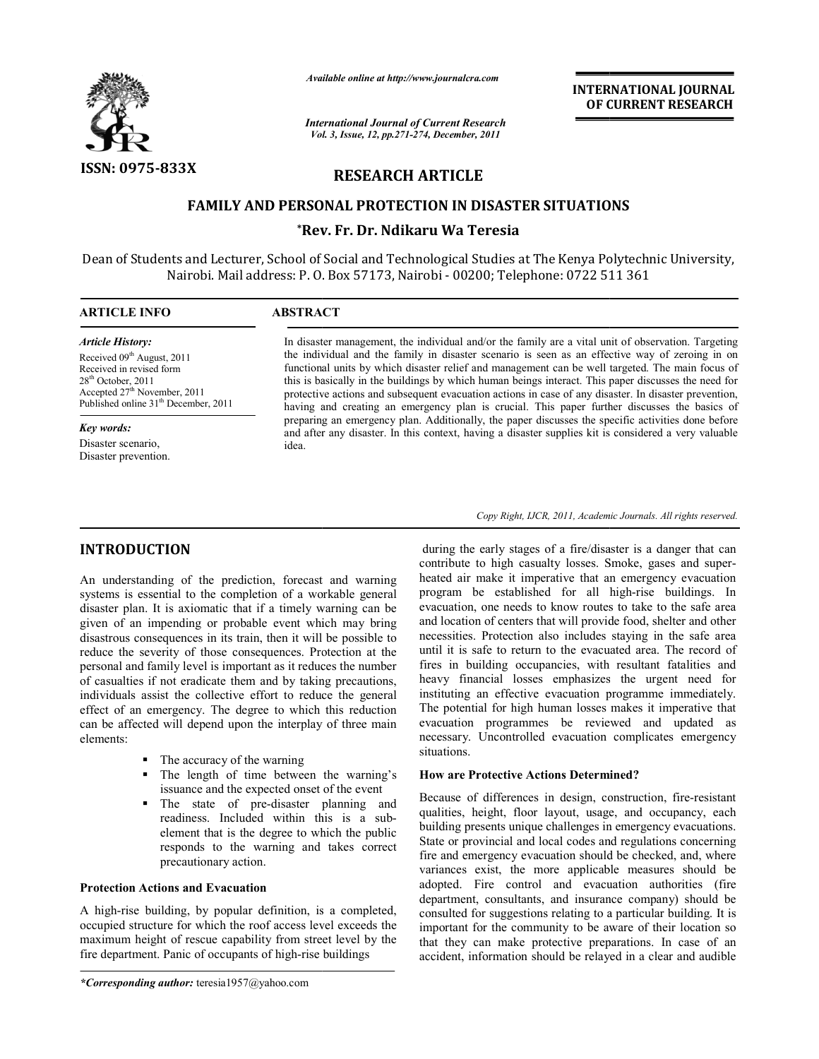Available online at http://www.journalcra.com

*International Journal of Current Research*
*Vol. 3, Issue, 12, pp.271-274, December, 2011*

**INTERNATIONAL JOURNAL OF CURRENT RESEARCH**

ISSN: 0975-833X

## RESEARCH ARTICLE

# FAMILY AND PERSONAL PROTECTION IN DISASTER SITUATIONS

**\*Rev. Fr. Dr. Ndikaru Wa Teresia**

Dean of Students and Lecturer, School of Social and Technological Studies at The Kenya Polytechnic University, Nairobi. Mail address: P. O. Box 57173, Nairobi - 00200; Telephone: 0722 511 361

**ARTICLE INFO**

*Article History:*
Received 09th August, 2011
Received in revised form 28th October, 2011
Accepted 27th November, 2011
Published online 31st December, 2011

*Key words:*
Disaster scenario,
Disaster prevention.

**ABSTRACT**

In disaster management, the individual and/or the family are a vital unit of observation. Targeting the individual and the family in disaster scenario is seen as an effective way of zeroing in on functional units by which disaster relief and management can be well targeted. The main focus of this is basically in the buildings by which human beings interact. This paper discusses the need for protective actions and subsequent evacuation actions in case of any disaster. In disaster prevention, having and creating an emergency plan is crucial. This paper further discusses the basics of preparing an emergency plan. Additionally, the paper discusses the specific activities done before and after any disaster. In this context, having a disaster supplies kit is considered a very valuable idea.

*Copy Right, IJCR, 2011, Academic Journals. All rights reserved.*

## INTRODUCTION

An understanding of the prediction, forecast and warning systems is essential to the completion of a workable general disaster plan. It is axiomatic that if a timely warning can be given of an impending or probable event which may bring disastrous consequences in its train, then it will be possible to reduce the severity of those consequences. Protection at the personal and family level is important as it reduces the number of casualties if not eradicate them and by taking precautions, individuals assist the collective effort to reduce the general effect of an emergency. The degree to which this reduction can be affected will depend upon the interplay of three main elements:

- The accuracy of the warning
- The length of time between the warning's issuance and the expected onset of the event
- The state of pre-disaster planning and readiness. Included within this is a sub-element that is the degree to which the public responds to the warning and takes correct precautionary action.

### Protection Actions and Evacuation

A high-rise building, by popular definition, is a completed, occupied structure for which the roof access level exceeds the maximum height of rescue capability from street level by the fire department. Panic of occupants of high-rise buildings during the early stages of a fire/disaster is a danger that can contribute to high casualty losses. Smoke, gases and super-heated air make it imperative that an emergency evacuation program be established for all high-rise buildings. In evacuation, one needs to know routes to take to the safe area and location of centers that will provide food, shelter and other necessities. Protection also includes staying in the safe area until it is safe to return to the evacuated area. The record of fires in building occupancies, with resultant fatalities and heavy financial losses emphasizes the urgent need for instituting an effective evacuation programme immediately. The potential for high human losses makes it imperative that evacuation programmes be reviewed and updated as necessary. Uncontrolled evacuation complicates emergency situations.

### How are Protective Actions Determined?

Because of differences in design, construction, fire-resistant qualities, height, floor layout, usage, and occupancy, each building presents unique challenges in emergency evacuations. State or provincial and local codes and regulations concerning fire and emergency evacuation should be checked, and, where variances exist, the more applicable measures should be adopted. Fire control and evacuation authorities (fire department, consultants, and insurance company) should be consulted for suggestions relating to a particular building. It is important for the community to be aware of their location so that they can make protective preparations. In case of an accident, information should be relayed in a clear and audible

*\*Corresponding author:* teresia1957@yahoo.com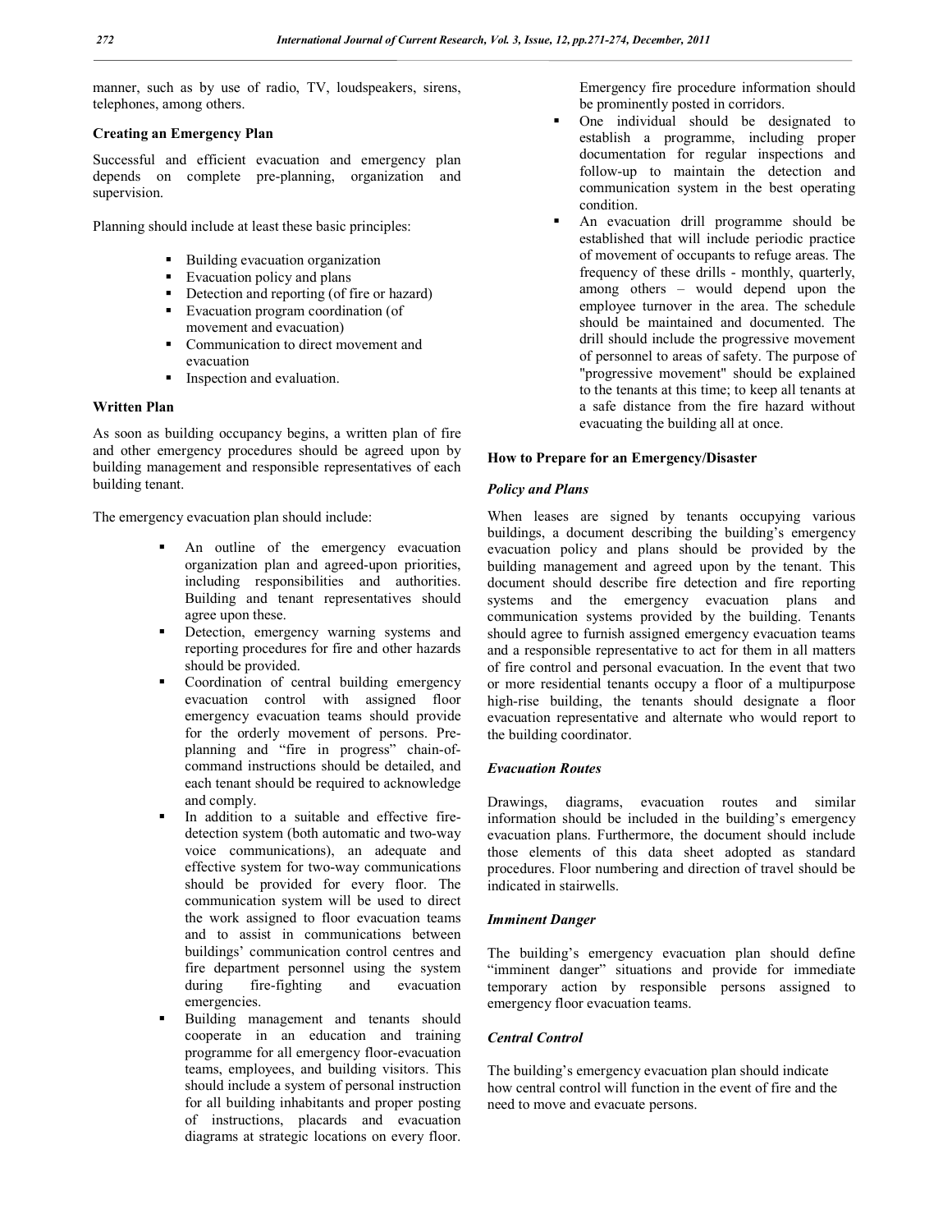manner, such as by use of radio, TV, loudspeakers, sirens, telephones, among others.

### Creating an Emergency Plan

Successful and efficient evacuation and emergency plan depends on complete pre-planning, organization and supervision.

Planning should include at least these basic principles:

- Building evacuation organization
- Evacuation policy and plans
- Detection and reporting (of fire or hazard)
- Evacuation program coordination (of movement and evacuation)
- Communication to direct movement and evacuation
- Inspection and evaluation.

### Written Plan

As soon as building occupancy begins, a written plan of fire and other emergency procedures should be agreed upon by building management and responsible representatives of each building tenant.

The emergency evacuation plan should include:

- An outline of the emergency evacuation organization plan and agreed-upon priorities, including responsibilities and authorities. Building and tenant representatives should agree upon these.
- Detection, emergency warning systems and reporting procedures for fire and other hazards should be provided.
- Coordination of central building emergency evacuation control with assigned floor emergency evacuation teams should provide for the orderly movement of persons. Pre-planning and "fire in progress" chain-of-command instructions should be detailed, and each tenant should be required to acknowledge and comply.
- In addition to a suitable and effective fire-detection system (both automatic and two-way voice communications), an adequate and effective system for two-way communications should be provided for every floor. The communication system will be used to direct the work assigned to floor evacuation teams and to assist in communications between buildings' communication control centres and fire department personnel using the system during fire-fighting and evacuation emergencies.
- Building management and tenants should cooperate in an education and training programme for all emergency floor-evacuation teams, employees, and building visitors. This should include a system of personal instruction for all building inhabitants and proper posting of instructions, placards and evacuation diagrams at strategic locations on every floor. Emergency fire procedure information should be prominently posted in corridors.
- One individual should be designated to establish a programme, including proper documentation for regular inspections and follow-up to maintain the detection and communication system in the best operating condition.
- An evacuation drill programme should be established that will include periodic practice of movement of occupants to refuge areas. The frequency of these drills - monthly, quarterly, among others – would depend upon the employee turnover in the area. The schedule should be maintained and documented. The drill should include the progressive movement of personnel to areas of safety. The purpose of "progressive movement" should be explained to the tenants at this time; to keep all tenants at a safe distance from the fire hazard without evacuating the building all at once.

### How to Prepare for an Emergency/Disaster

#### *Policy and Plans*

When leases are signed by tenants occupying various buildings, a document describing the building's emergency evacuation policy and plans should be provided by the building management and agreed upon by the tenant. This document should describe fire detection and fire reporting systems and the emergency evacuation plans and communication systems provided by the building. Tenants should agree to furnish assigned emergency evacuation teams and a responsible representative to act for them in all matters of fire control and personal evacuation. In the event that two or more residential tenants occupy a floor of a multipurpose high-rise building, the tenants should designate a floor evacuation representative and alternate who would report to the building coordinator.

#### *Evacuation Routes*

Drawings, diagrams, evacuation routes and similar information should be included in the building's emergency evacuation plans. Furthermore, the document should include those elements of this data sheet adopted as standard procedures. Floor numbering and direction of travel should be indicated in stairwells.

#### *Imminent Danger*

The building's emergency evacuation plan should define "imminent danger" situations and provide for immediate temporary action by responsible persons assigned to emergency floor evacuation teams.

#### *Central Control*

The building's emergency evacuation plan should indicate how central control will function in the event of fire and the need to move and evacuate persons.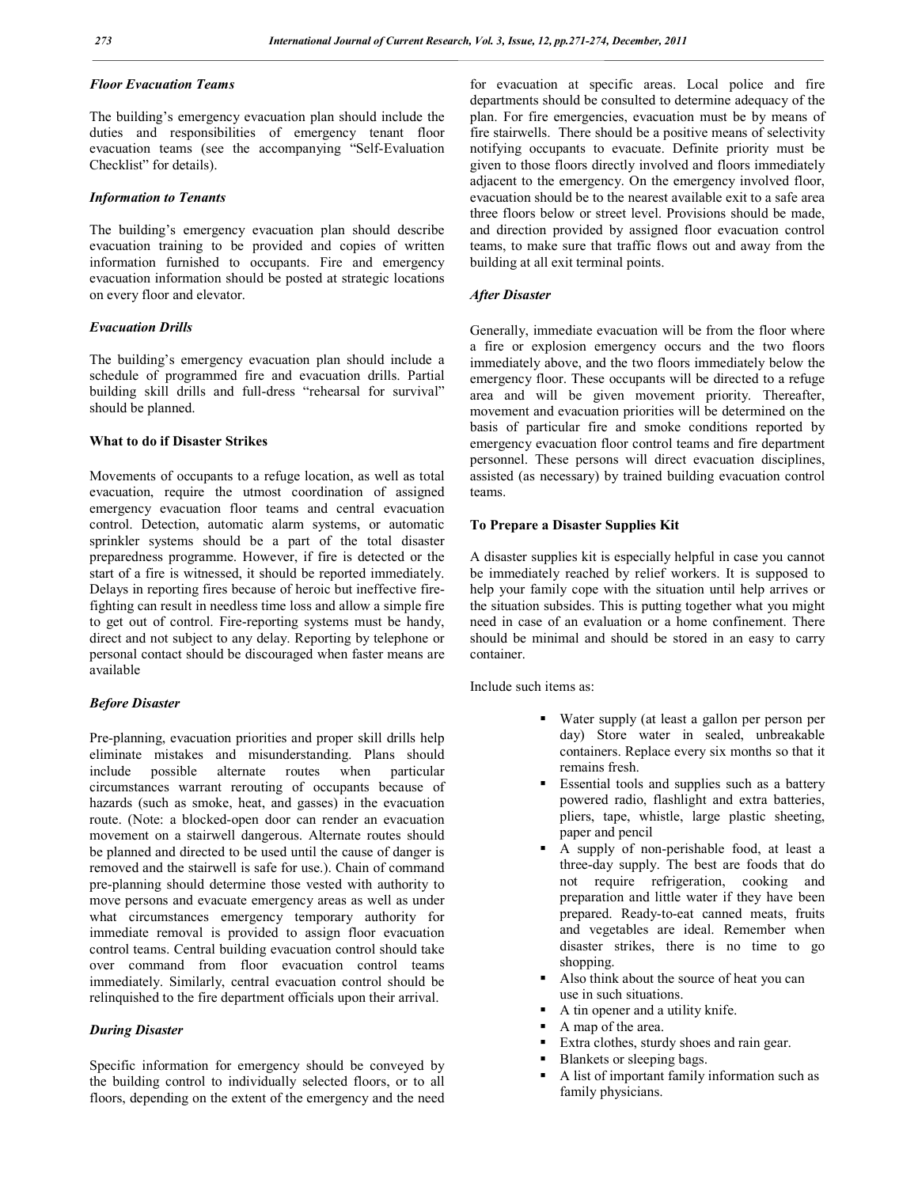### *Floor Evacuation Teams*

The building's emergency evacuation plan should include the duties and responsibilities of emergency tenant floor evacuation teams (see the accompanying "Self-Evaluation Checklist" for details).

### *Information to Tenants*

The building's emergency evacuation plan should describe evacuation training to be provided and copies of written information furnished to occupants. Fire and emergency evacuation information should be posted at strategic locations on every floor and elevator.

### *Evacuation Drills*

The building's emergency evacuation plan should include a schedule of programmed fire and evacuation drills. Partial building skill drills and full-dress "rehearsal for survival" should be planned.

## What to do if Disaster Strikes

Movements of occupants to a refuge location, as well as total evacuation, require the utmost coordination of assigned emergency evacuation floor teams and central evacuation control. Detection, automatic alarm systems, or automatic sprinkler systems should be a part of the total disaster preparedness programme. However, if fire is detected or the start of a fire is witnessed, it should be reported immediately. Delays in reporting fires because of heroic but ineffective fire-fighting can result in needless time loss and allow a simple fire to get out of control. Fire-reporting systems must be handy, direct and not subject to any delay. Reporting by telephone or personal contact should be discouraged when faster means are available

### *Before Disaster*

Pre-planning, evacuation priorities and proper skill drills help eliminate mistakes and misunderstanding. Plans should include possible alternate routes when particular circumstances warrant rerouting of occupants because of hazards (such as smoke, heat, and gasses) in the evacuation route. (Note: a blocked-open door can render an evacuation movement on a stairwell dangerous. Alternate routes should be planned and directed to be used until the cause of danger is removed and the stairwell is safe for use.). Chain of command pre-planning should determine those vested with authority to move persons and evacuate emergency areas as well as under what circumstances emergency temporary authority for immediate removal is provided to assign floor evacuation control teams. Central building evacuation control should take over command from floor evacuation control teams immediately. Similarly, central evacuation control should be relinquished to the fire department officials upon their arrival.

### *During Disaster*

Specific information for emergency should be conveyed by the building control to individually selected floors, or to all floors, depending on the extent of the emergency and the need for evacuation at specific areas. Local police and fire departments should be consulted to determine adequacy of the plan. For fire emergencies, evacuation must be by means of fire stairwells. There should be a positive means of selectivity notifying occupants to evacuate. Definite priority must be given to those floors directly involved and floors immediately adjacent to the emergency. On the emergency involved floor, evacuation should be to the nearest available exit to a safe area three floors below or street level. Provisions should be made, and direction provided by assigned floor evacuation control teams, to make sure that traffic flows out and away from the building at all exit terminal points.

### *After Disaster*

Generally, immediate evacuation will be from the floor where a fire or explosion emergency occurs and the two floors immediately above, and the two floors immediately below the emergency floor. These occupants will be directed to a refuge area and will be given movement priority. Thereafter, movement and evacuation priorities will be determined on the basis of particular fire and smoke conditions reported by emergency evacuation floor control teams and fire department personnel. These persons will direct evacuation disciplines, assisted (as necessary) by trained building evacuation control teams.

## To Prepare a Disaster Supplies Kit

A disaster supplies kit is especially helpful in case you cannot be immediately reached by relief workers. It is supposed to help your family cope with the situation until help arrives or the situation subsides. This is putting together what you might need in case of an evaluation or a home confinement. There should be minimal and should be stored in an easy to carry container.

Include such items as:

- Water supply (at least a gallon per person per day) Store water in sealed, unbreakable containers. Replace every six months so that it remains fresh.
- Essential tools and supplies such as a battery powered radio, flashlight and extra batteries, pliers, tape, whistle, large plastic sheeting, paper and pencil
- A supply of non-perishable food, at least a three-day supply. The best are foods that do not require refrigeration, cooking and preparation and little water if they have been prepared. Ready-to-eat canned meats, fruits and vegetables are ideal. Remember when disaster strikes, there is no time to go shopping.
- Also think about the source of heat you can use in such situations.
- A tin opener and a utility knife.
- A map of the area.
- Extra clothes, sturdy shoes and rain gear.
- Blankets or sleeping bags.
- A list of important family information such as family physicians.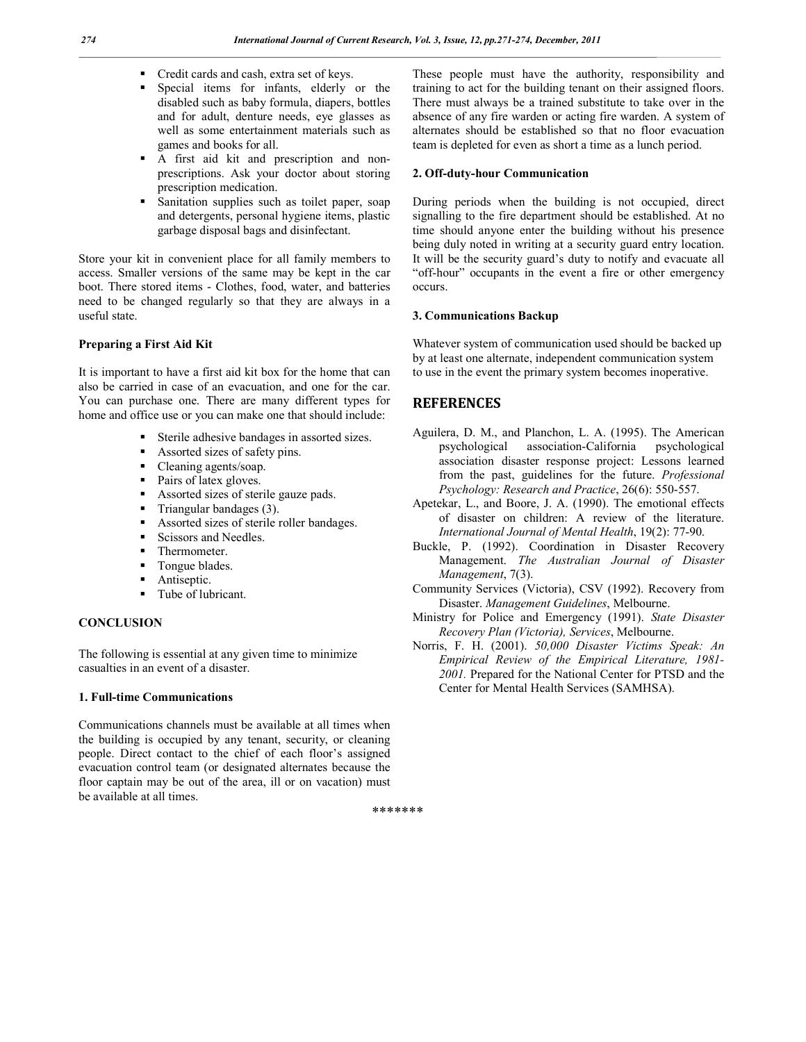- Credit cards and cash, extra set of keys.
- Special items for infants, elderly or the disabled such as baby formula, diapers, bottles and for adult, denture needs, eye glasses as well as some entertainment materials such as games and books for all.
- A first aid kit and prescription and non-prescriptions. Ask your doctor about storing prescription medication.
- Sanitation supplies such as toilet paper, soap and detergents, personal hygiene items, plastic garbage disposal bags and disinfectant.

Store your kit in convenient place for all family members to access. Smaller versions of the same may be kept in the car boot. There stored items - Clothes, food, water, and batteries need to be changed regularly so that they are always in a useful state.

### Preparing a First Aid Kit

It is important to have a first aid kit box for the home that can also be carried in case of an evacuation, and one for the car. You can purchase one. There are many different types for home and office use or you can make one that should include:

- Sterile adhesive bandages in assorted sizes.
- Assorted sizes of safety pins.
- Cleaning agents/soap.
- Pairs of latex gloves.
- Assorted sizes of sterile gauze pads.
- Triangular bandages (3).
- Assorted sizes of sterile roller bandages.
- Scissors and Needles.
- Thermometer.
- Tongue blades.
- Antiseptic.
- Tube of lubricant.

## CONCLUSION

The following is essential at any given time to minimize casualties in an event of a disaster.

### 1. Full-time Communications

Communications channels must be available at all times when the building is occupied by any tenant, security, or cleaning people. Direct contact to the chief of each floor's assigned evacuation control team (or designated alternates because the floor captain may be out of the area, ill or on vacation) must be available at all times. These people must have the authority, responsibility and training to act for the building tenant on their assigned floors. There must always be a trained substitute to take over in the absence of any fire warden or acting fire warden. A system of alternates should be established so that no floor evacuation team is depleted for even as short a time as a lunch period.

### 2. Off-duty-hour Communication

During periods when the building is not occupied, direct signalling to the fire department should be established. At no time should anyone enter the building without his presence being duly noted in writing at a security guard entry location. It will be the security guard's duty to notify and evacuate all "off-hour" occupants in the event a fire or other emergency occurs.

### 3. Communications Backup

Whatever system of communication used should be backed up by at least one alternate, independent communication system to use in the event the primary system becomes inoperative.

## REFERENCES

Aguilera, D. M., and Planchon, L. A. (1995). The American psychological association-California psychological association disaster response project: Lessons learned from the past, guidelines for the future. *Professional Psychology: Research and Practice*, 26(6): 550-557.

Apetekar, L., and Boore, J. A. (1990). The emotional effects of disaster on children: A review of the literature. *International Journal of Mental Health*, 19(2): 77-90.

Buckle, P. (1992). Coordination in Disaster Recovery Management. *The Australian Journal of Disaster Management*, 7(3).

Community Services (Victoria), CSV (1992). Recovery from Disaster. *Management Guidelines*, Melbourne.

Ministry for Police and Emergency (1991). *State Disaster Recovery Plan (Victoria), Services*, Melbourne.

Norris, F. H. (2001). *50,000 Disaster Victims Speak: An Empirical Review of the Empirical Literature, 1981-2001.* Prepared for the National Center for PTSD and the Center for Mental Health Services (SAMHSA).

*******